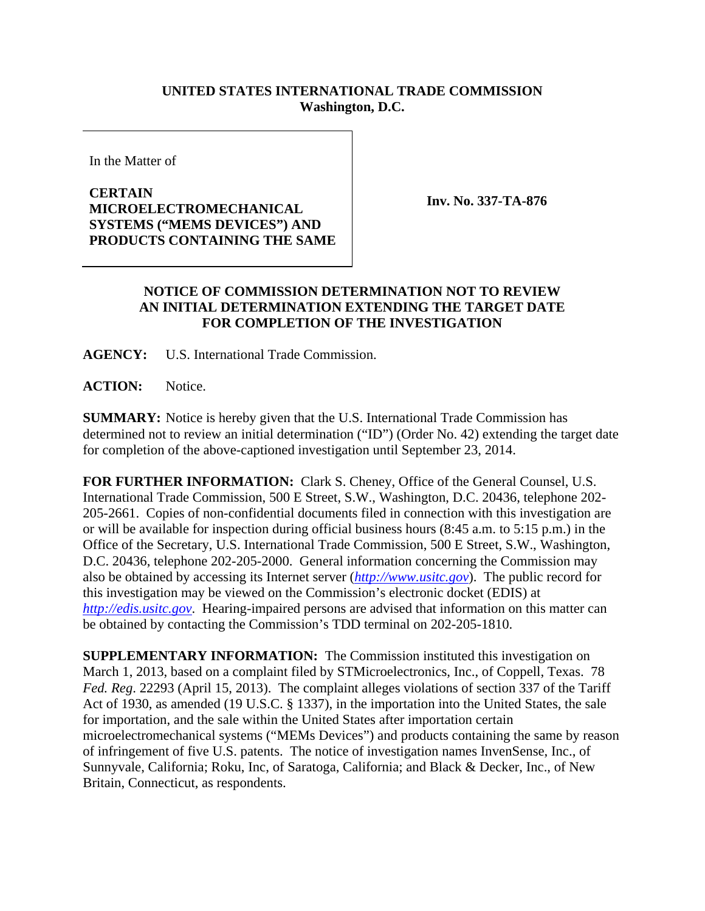**UNITED STATES INTERNATIONAL TRADE COMMISSION**
**Washington, D.C.**

| In the Matter of<br><br>**CERTAIN MICROELECTROMECHANICAL SYSTEMS ("MEMS DEVICES") AND PRODUCTS CONTAINING THE SAME** | **Inv. No. 337-TA-876** |
|---|---|

**NOTICE OF COMMISSION DETERMINATION NOT TO REVIEW AN INITIAL DETERMINATION EXTENDING THE TARGET DATE FOR COMPLETION OF THE INVESTIGATION**

**AGENCY:** U.S. International Trade Commission.

**ACTION:** Notice.

**SUMMARY:** Notice is hereby given that the U.S. International Trade Commission has determined not to review an initial determination ("ID") (Order No. 42) extending the target date for completion of the above-captioned investigation until September 23, 2014.

**FOR FURTHER INFORMATION:** Clark S. Cheney, Office of the General Counsel, U.S. International Trade Commission, 500 E Street, S.W., Washington, D.C. 20436, telephone 202-205-2661. Copies of non-confidential documents filed in connection with this investigation are or will be available for inspection during official business hours (8:45 a.m. to 5:15 p.m.) in the Office of the Secretary, U.S. International Trade Commission, 500 E Street, S.W., Washington, D.C. 20436, telephone 202-205-2000. General information concerning the Commission may also be obtained by accessing its Internet server (*http://www.usitc.gov*). The public record for this investigation may be viewed on the Commission's electronic docket (EDIS) at *http://edis.usitc.gov*. Hearing-impaired persons are advised that information on this matter can be obtained by contacting the Commission's TDD terminal on 202-205-1810.

**SUPPLEMENTARY INFORMATION:** The Commission instituted this investigation on March 1, 2013, based on a complaint filed by STMicroelectronics, Inc., of Coppell, Texas. 78 *Fed. Reg*. 22293 (April 15, 2013). The complaint alleges violations of section 337 of the Tariff Act of 1930, as amended (19 U.S.C. § 1337), in the importation into the United States, the sale for importation, and the sale within the United States after importation certain microelectromechanical systems ("MEMs Devices") and products containing the same by reason of infringement of five U.S. patents. The notice of investigation names InvenSense, Inc., of Sunnyvale, California; Roku, Inc, of Saratoga, California; and Black & Decker, Inc., of New Britain, Connecticut, as respondents.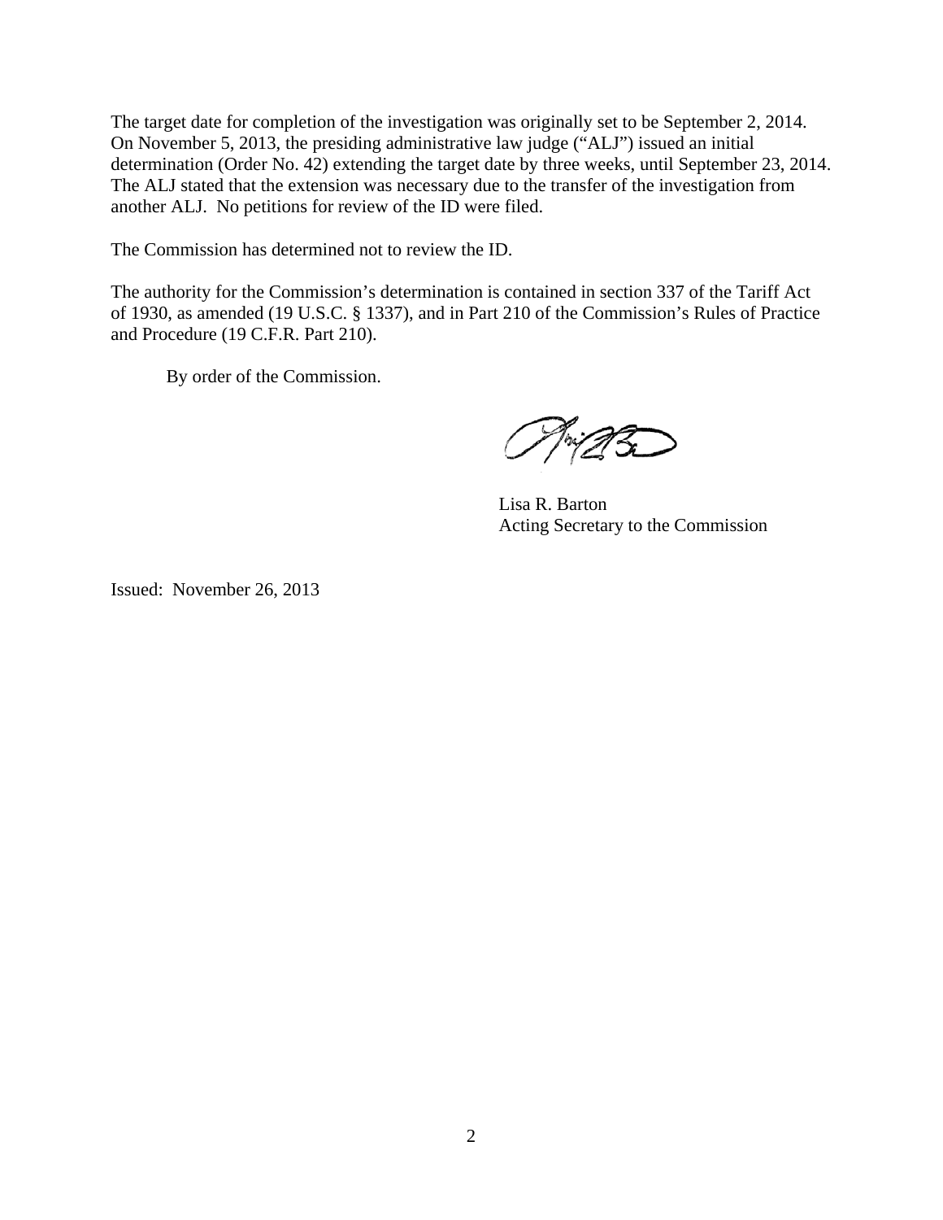The target date for completion of the investigation was originally set to be September 2, 2014. On November 5, 2013, the presiding administrative law judge ("ALJ") issued an initial determination (Order No. 42) extending the target date by three weeks, until September 23, 2014. The ALJ stated that the extension was necessary due to the transfer of the investigation from another ALJ. No petitions for review of the ID were filed.

The Commission has determined not to review the ID.

The authority for the Commission's determination is contained in section 337 of the Tariff Act of 1930, as amended (19 U.S.C. § 1337), and in Part 210 of the Commission's Rules of Practice and Procedure (19 C.F.R. Part 210).

By order of the Commission.

Lisa R. Barton
Acting Secretary to the Commission

Issued: November 26, 2013